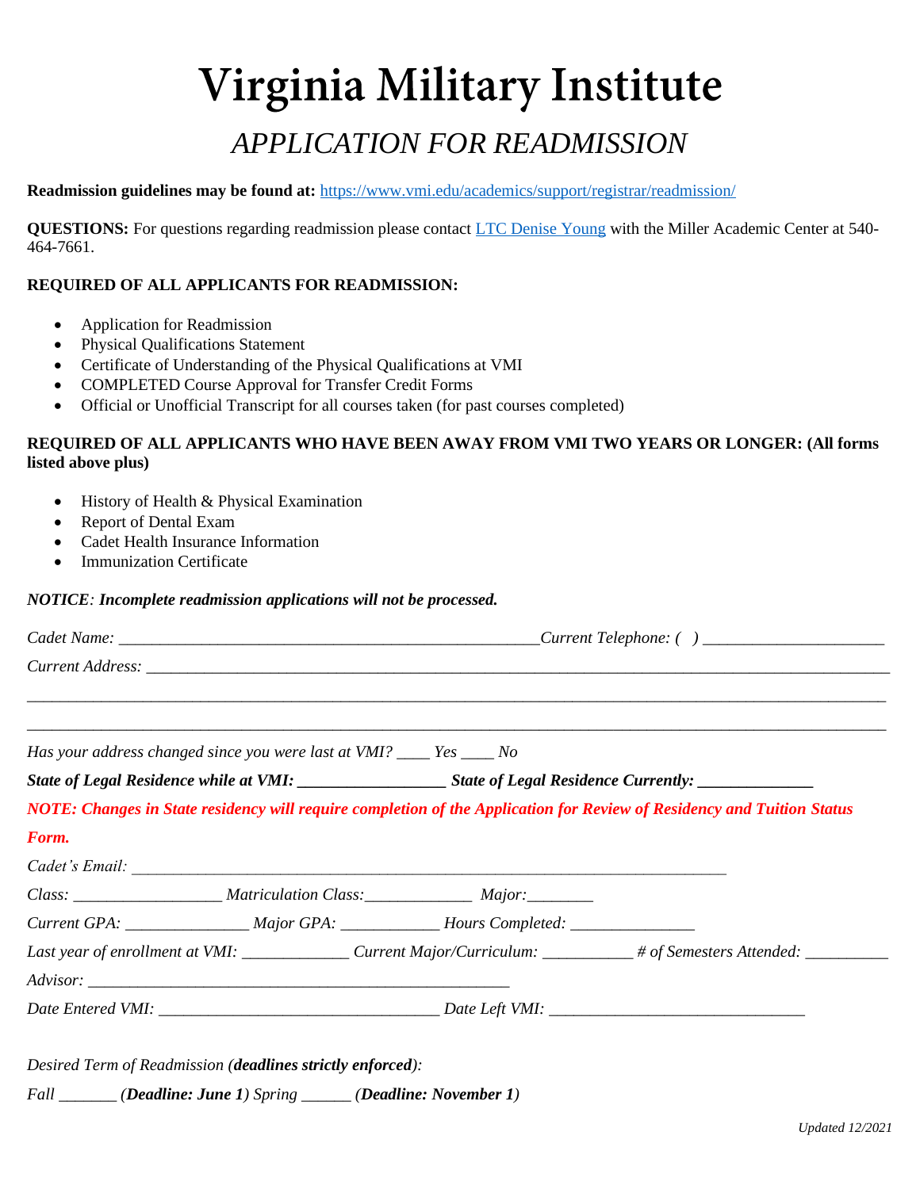# Virginia Military Institute

## *APPLICATION FOR READMISSION*

**Readmission guidelines may be found at:** [https://www.vmi.edu/academics/support/registrar/readmission/](https://www.vmi.edu/academics/support/registrar/readmission/)

**QUESTIONS:** For questions regarding readmission please contact LTC Denise Young with the Miller Academic Center at 540-464-7661.

**REQUIRED OF ALL APPLICANTS FOR READMISSION:**

- Application for Readmission
- Physical Qualifications Statement
- Certificate of Understanding of the Physical Qualifications at VMI
- COMPLETED Course Approval for Transfer Credit Forms
- Official or Unofficial Transcript for all courses taken (for past courses completed)

**REQUIRED OF ALL APPLICANTS WHO HAVE BEEN AWAY FROM VMI TWO YEARS OR LONGER: (All forms listed above plus)**

- History of Health & Physical Examination
- Report of Dental Exam
- Cadet Health Insurance Information
- Immunization Certificate

***NOTICE*: *Incomplete readmission applications will not be processed.***

*Cadet Name:* ____________________________________________________ *Current Telephone: (  )* ______________________

*Current Address:* ____________________________________________________________________________________________

_____________________________________________________________________________________________________

_____________________________________________________________________________________________________

*Has your address changed since you were last at VMI?* ____ *Yes* ____ *No*

***State of Legal Residence while at VMI:* _________________ *State of Legal Residence Currently:* ______________**

***NOTE: Changes in State residency will require completion of the Application for Review of Residency and Tuition Status Form.***

*Cadet's Email:* __________________________________________________________________________

*Class:* _________________ *Matriculation Class:*____________ *Major:*_______

*Current GPA:* ______________ *Major GPA:* ___________ *Hours Completed:* ______________

*Last year of enrollment at VMI:* ____________ *Current Major/Curriculum:* __________ *# of Semesters Attended:* _________

*Advisor:* ____________________________________________________

*Date Entered VMI:* _________________________________ *Date Left VMI:* _____________________________

*Desired Term of Readmission (**deadlines strictly enforced**):*

*Fall* _______ (***Deadline: June 1***) *Spring* ______ (***Deadline: November 1***)

*Updated 12/2021*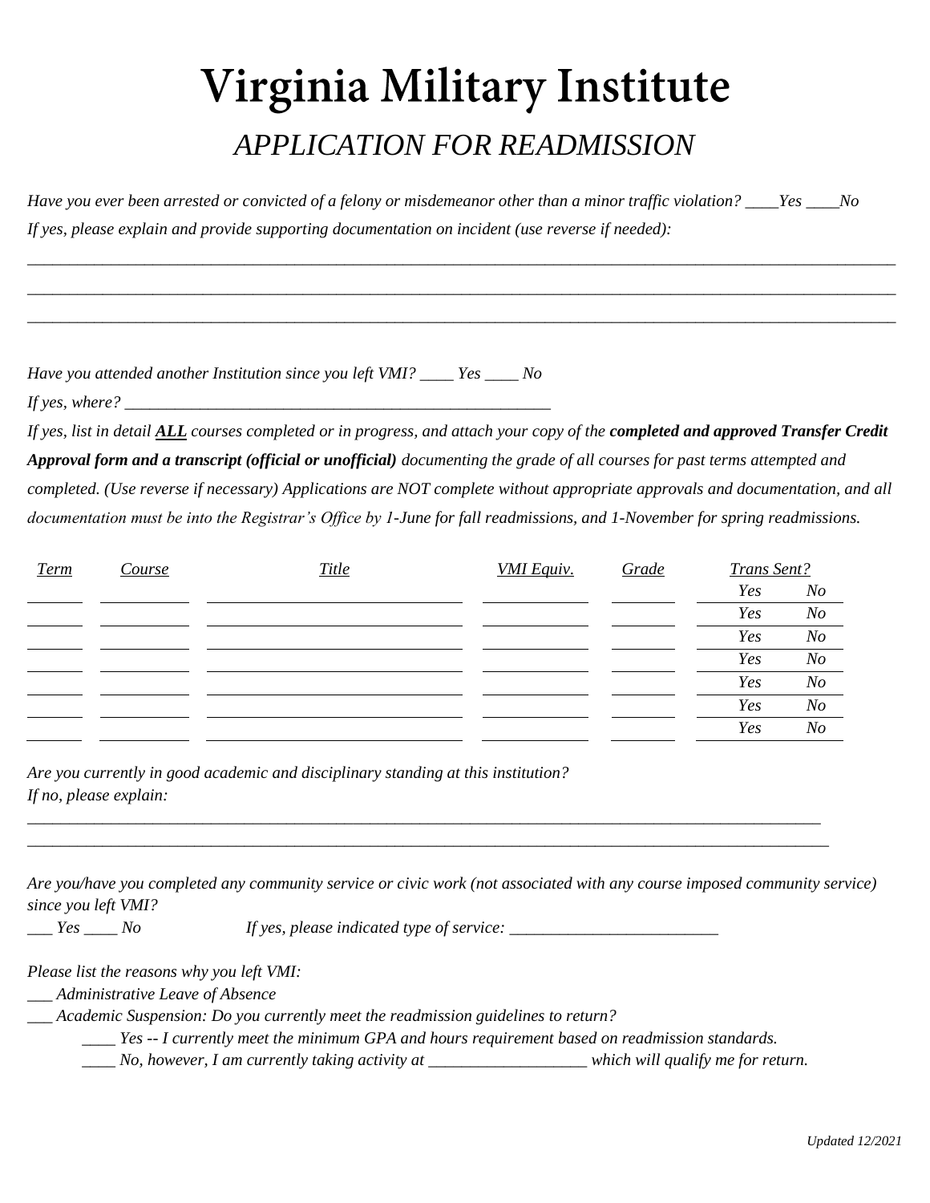# Virginia Military Institute

## *APPLICATION FOR READMISSION*

*Have you ever been arrested or convicted of a felony or misdemeanor other than a minor traffic violation? ____Yes ____No*

*If yes, please explain and provide supporting documentation on incident (use reverse if needed):*

______________________________________________________________________________________________

______________________________________________________________________________________________

______________________________________________________________________________________________

*Have you attended another Institution since you left VMI? ____ Yes ____ No*

*If yes, where? ______________________________________________________*

*If yes, list in detail* ***ALL*** *courses completed or in progress, and attach your copy of the* ***completed and approved Transfer Credit Approval form and a transcript (official or unofficial)*** *documenting the grade of all courses for past terms attempted and completed. (Use reverse if necessary) Applications are NOT complete without appropriate approvals and documentation, and all documentation must be into the Registrar's Office by 1-June for fall readmissions, and 1-November for spring readmissions.*

| *Term* | *Course* | *Title* | *VMI Equiv.* | *Grade* | *Trans Sent?* |
|---|---|---|---|---|---|
| | | | | | *Yes No* |
| | | | | | *Yes No* |
| | | | | | *Yes No* |
| | | | | | *Yes No* |
| | | | | | *Yes No* |
| | | | | | *Yes No* |
| | | | | | *Yes No* |

*Are you currently in good academic and disciplinary standing at this institution?*

*If no, please explain:*

______________________________________________________________________________________________

______________________________________________________________________________________________

*Are you/have you completed any community service or civic work (not associated with any course imposed community service) since you left VMI?*

*___ Yes ____ No* *If yes, please indicated type of service: _________________________*

*Please list the reasons why you left VMI:*

*___ Administrative Leave of Absence*

*___ Academic Suspension: Do you currently meet the readmission guidelines to return?*

- *____ Yes -- I currently meet the minimum GPA and hours requirement based on readmission standards.*
- *____ No, however, I am currently taking activity at ___________________ which will qualify me for return.*

*Updated 12/2021*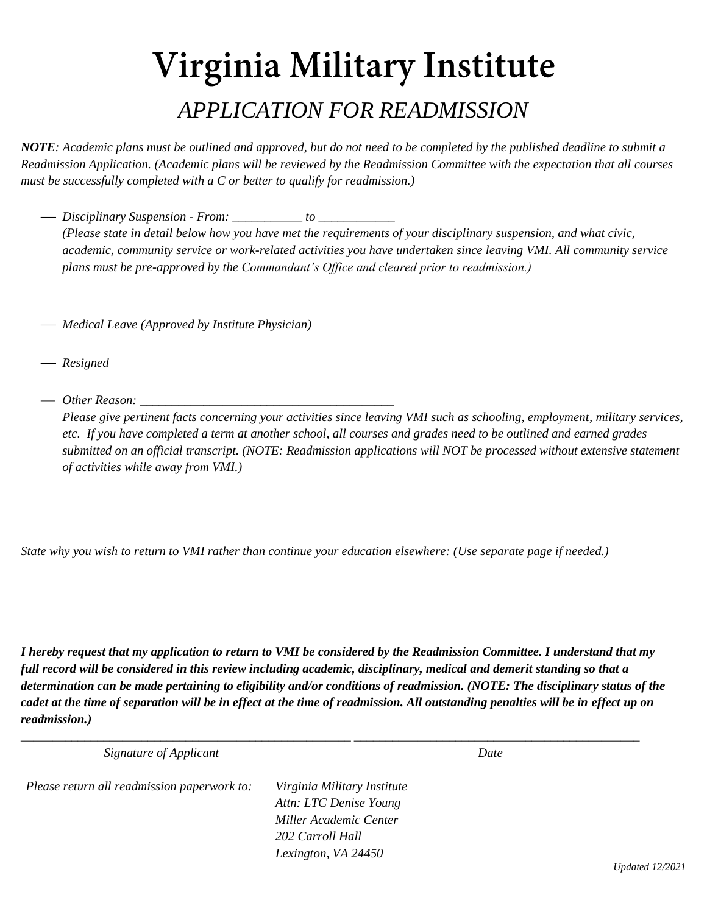# Virginia Military Institute

## *APPLICATION FOR READMISSION*

***NOTE**: Academic plans must be outlined and approved, but do not need to be completed by the published deadline to submit a Readmission Application. (Academic plans will be reviewed by the Readmission Committee with the expectation that all courses must be successfully completed with a C or better to qualify for readmission.)*

- *Disciplinary Suspension - From: ___________ to ____________*
  *(Please state in detail below how you have met the requirements of your disciplinary suspension, and what civic, academic, community service or work-related activities you have undertaken since leaving VMI. All community service plans must be pre-approved by the Commandant's Office and cleared prior to readmission.)*

- *Medical Leave (Approved by Institute Physician)*

- *Resigned*

- *Other Reason: ________________________________________*
  *Please give pertinent facts concerning your activities since leaving VMI such as schooling, employment, military services, etc. If you have completed a term at another school, all courses and grades need to be outlined and earned grades submitted on an official transcript. (NOTE: Readmission applications will NOT be processed without extensive statement of activities while away from VMI.)*

*State why you wish to return to VMI rather than continue your education elsewhere: (Use separate page if needed.)*

***I hereby request that my application to return to VMI be considered by the Readmission Committee. I understand that my full record will be considered in this review including academic, disciplinary, medical and demerit standing so that a determination can be made pertaining to eligibility and/or conditions of readmission. (NOTE: The disciplinary status of the cadet at the time of separation will be in effect at the time of readmission. All outstanding penalties will be in effect up on readmission.)***

_______________________________________________________ _______________________________________________

*Signature of Applicant* *Date*

*Please return all readmission paperwork to:*

*Virginia Military Institute*
*Attn: LTC Denise Young*
*Miller Academic Center*
*202 Carroll Hall*
*Lexington, VA 24450*

*Updated 12/2021*